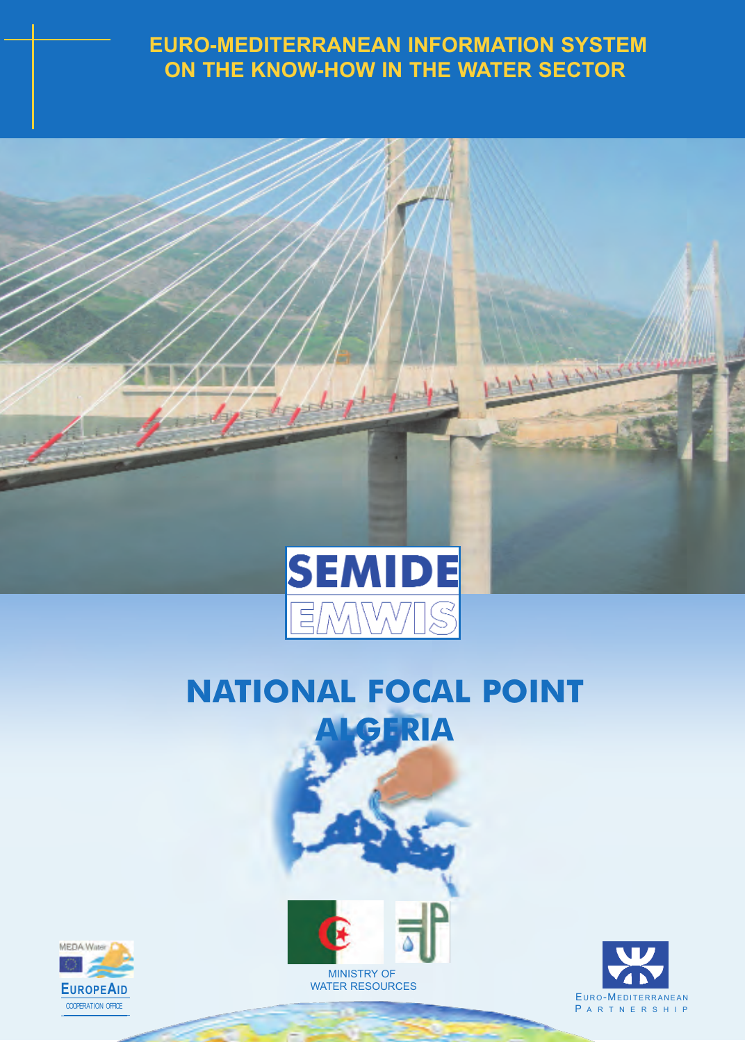# EURO-MEDITERRANEAN INFORMATION SYSTEM ON THE KNOW-HOW IN THE WATER SECTOR

SEMIDE

EMWIS

# NATIONAL FOCAL POINT ALGERIA

MEDA Water

EUROPEAID
COOPERATION OFFICE

MINISTRY OF
WATER RESOURCES

EURO-MEDITERRANEAN
PARTNERSHIP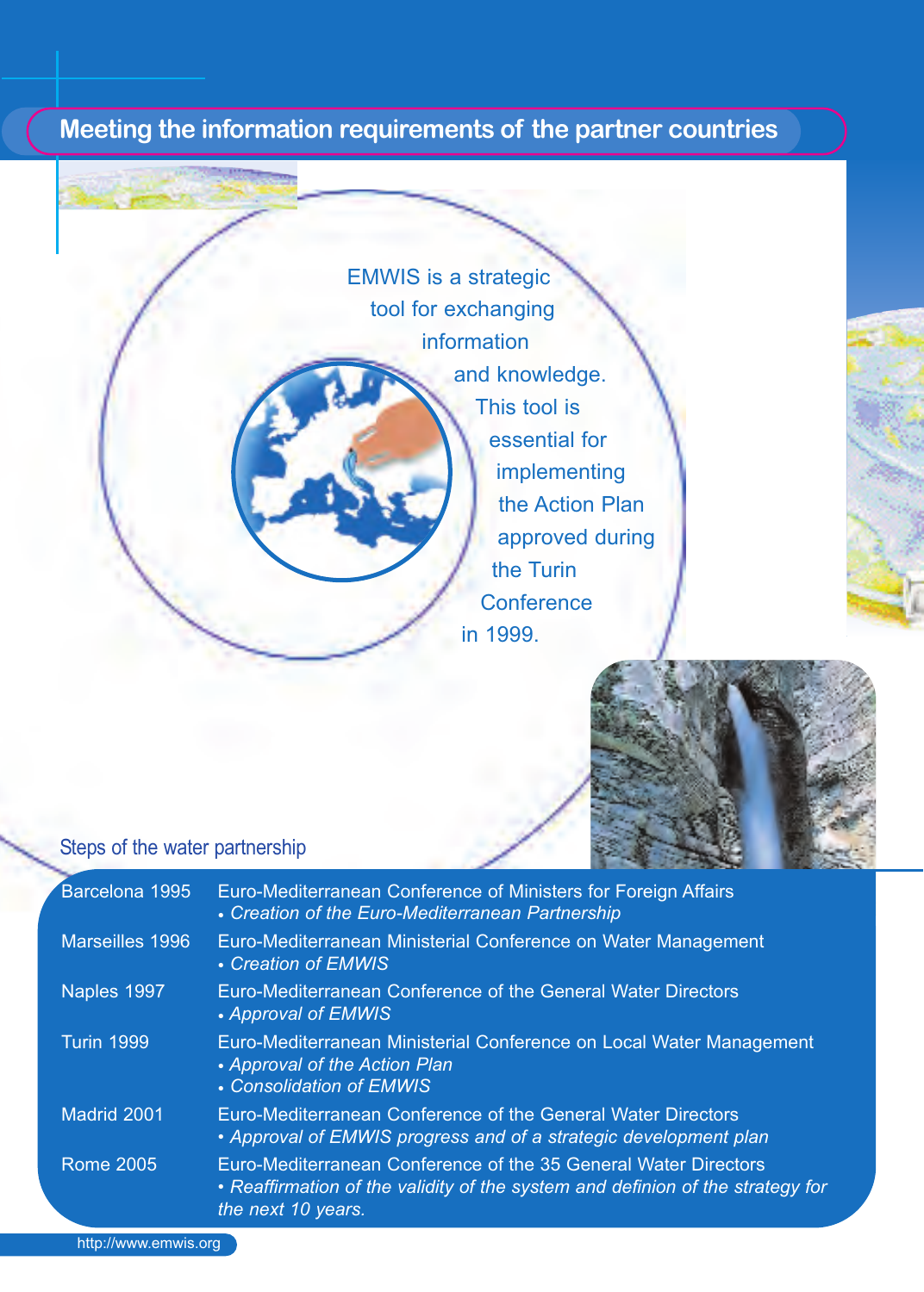## Meeting the information requirements of the partner countries

EMWIS is a strategic tool for exchanging information and knowledge. This tool is essential for implementing the Action Plan approved during the Turin Conference in 1999.

### Steps of the water partnership

| | |
|---|---|
| Barcelona 1995 | Euro-Mediterranean Conference of Ministers for Foreign Affairs<br>• *Creation of the Euro-Mediterranean Partnership* |
| Marseilles 1996 | Euro-Mediterranean Ministerial Conference on Water Management<br>• *Creation of EMWIS* |
| Naples 1997 | Euro-Mediterranean Conference of the General Water Directors<br>• *Approval of EMWIS* |
| Turin 1999 | Euro-Mediterranean Ministerial Conference on Local Water Management<br>• *Approval of the Action Plan*<br>• *Consolidation of EMWIS* |
| Madrid 2001 | Euro-Mediterranean Conference of the General Water Directors<br>• *Approval of EMWIS progress and of a strategic development plan* |
| Rome 2005 | Euro-Mediterranean Conference of the 35 General Water Directors<br>• *Reaffirmation of the validity of the system and definion of the strategy for the next 10 years.* |

http://www.emwis.org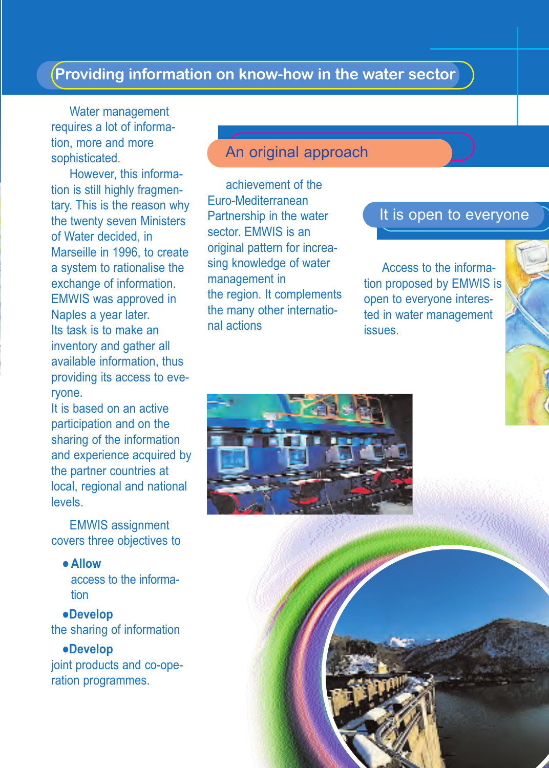## Providing information on know-how in the water sector

Water management requires a lot of information, more and more sophisticated.

However, this information is still highly fragmentary. This is the reason why the twenty seven Ministers of Water decided, in Marseille in 1996, to create a system to rationalise the exchange of information. EMWIS was approved in Naples a year later.
Its task is to make an inventory and gather all available information, thus providing its access to everyone.
It is based on an active participation and on the sharing of the information and experience acquired by the partner countries at local, regional and national levels.

EMWIS assignment covers three objectives to

- **Allow** access to the information
- **Develop** the sharing of information
- **Develop** joint products and co-operation programmes.

### An original approach

achievement of the Euro-Mediterranean Partnership in the water sector. EMWIS is an original pattern for increasing knowledge of water management in the region. It complements the many other international actions

### It is open to everyone

Access to the information proposed by EMWIS is open to everyone interested in water management issues.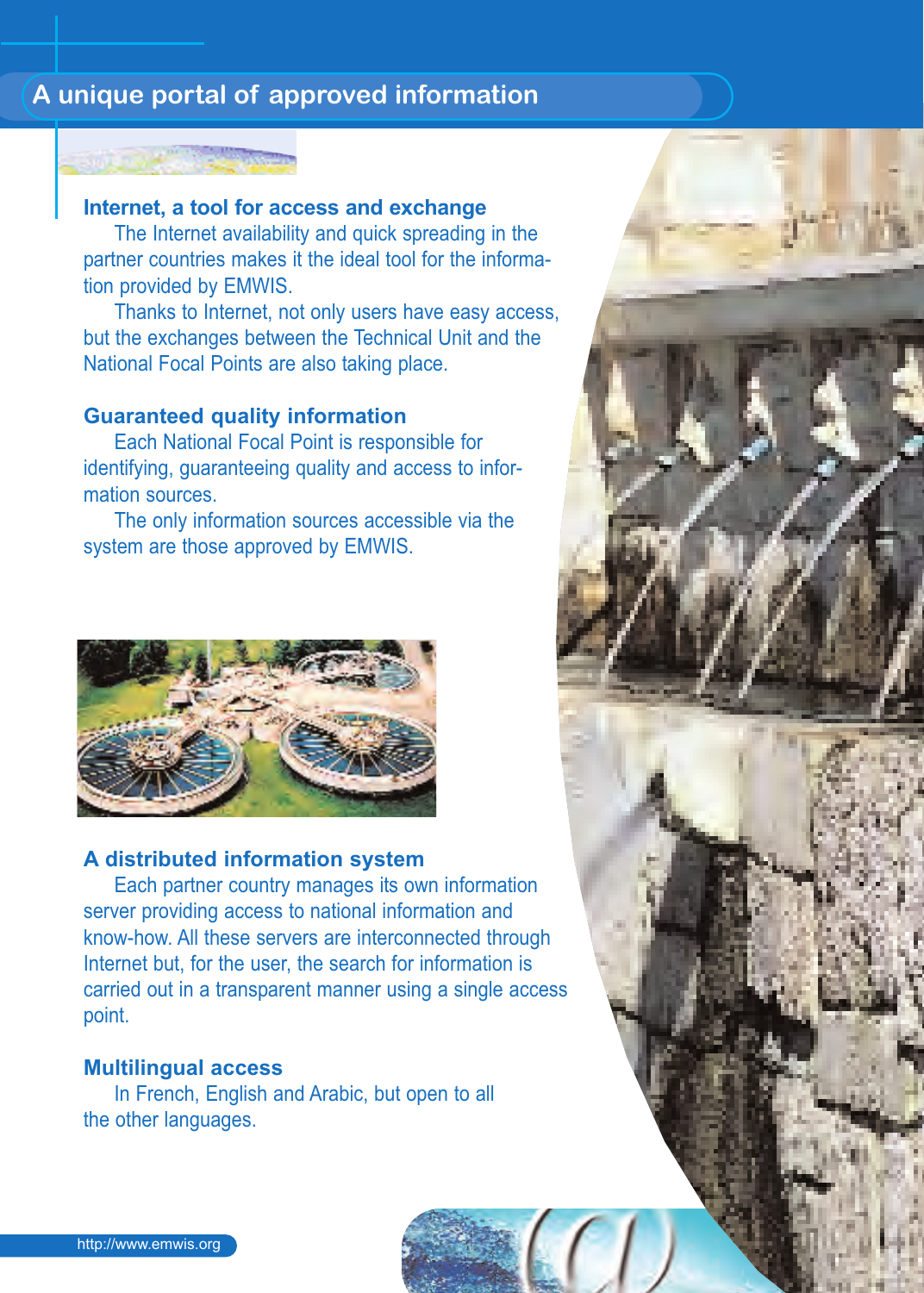# A unique portal of approved information

## Internet, a tool for access and exchange

The Internet availability and quick spreading in the partner countries makes it the ideal tool for the information provided by EMWIS.

Thanks to Internet, not only users have easy access, but the exchanges between the Technical Unit and the National Focal Points are also taking place.

## Guaranteed quality information

Each National Focal Point is responsible for identifying, guaranteeing quality and access to information sources.

The only information sources accessible via the system are those approved by EMWIS.

## A distributed information system

Each partner country manages its own information server providing access to national information and know-how. All these servers are interconnected through Internet but, for the user, the search for information is carried out in a transparent manner using a single access point.

## Multilingual access

In French, English and Arabic, but open to all the other languages.

http://www.emwis.org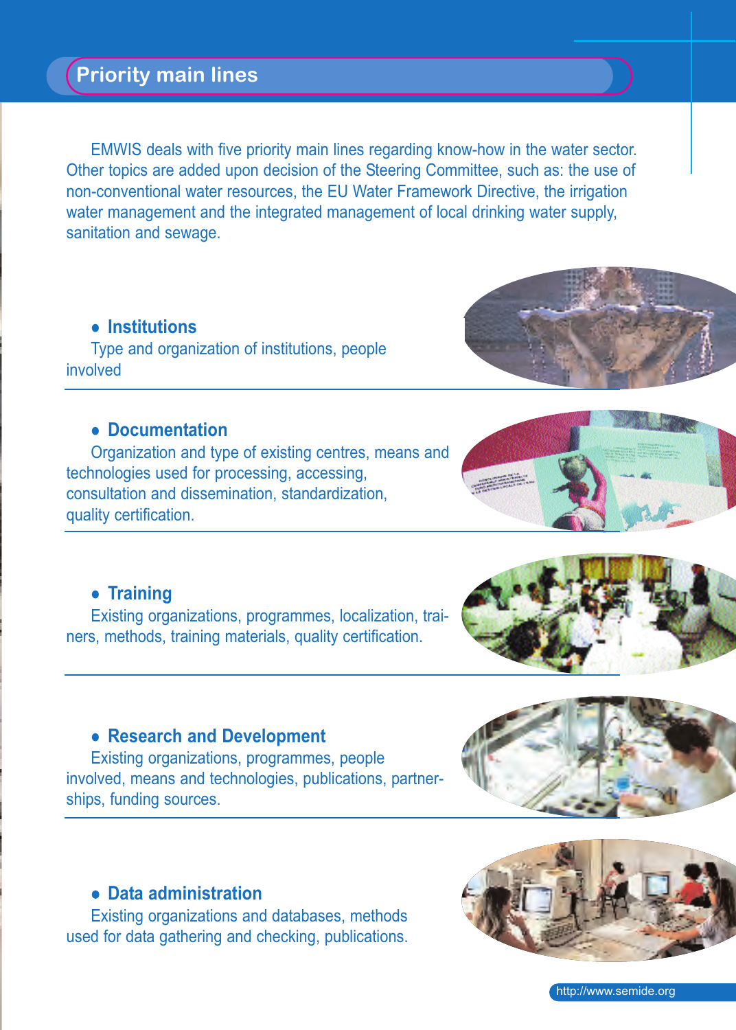## Priority main lines

EMWIS deals with five priority main lines regarding know-how in the water sector. Other topics are added upon decision of the Steering Committee, such as: the use of non-conventional water resources, the EU Water Framework Directive, the irrigation water management and the integrated management of local drinking water supply, sanitation and sewage.

- **Institutions**

  Type and organization of institutions, people involved

- **Documentation**

  Organization and type of existing centres, means and technologies used for processing, accessing, consultation and dissemination, standardization, quality certification.

- **Training**

  Existing organizations, programmes, localization, trainers, methods, training materials, quality certification.

- **Research and Development**

  Existing organizations, programmes, people involved, means and technologies, publications, partnerships, funding sources.

- **Data administration**

  Existing organizations and databases, methods used for data gathering and checking, publications.

http://www.semide.org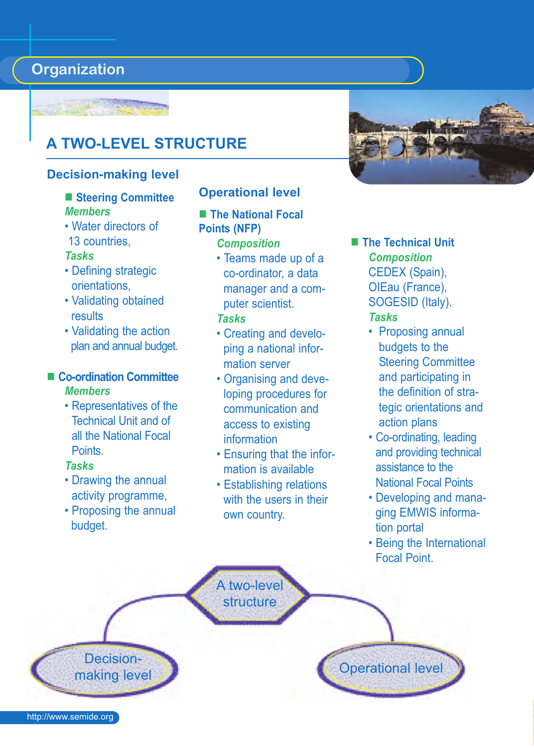# Organization

## A TWO-LEVEL STRUCTURE

### Decision-making level

**Steering Committee**

*Members*

- Water directors of 13 countries,

*Tasks*

- Defining strategic orientations,
- Validating obtained results
- Validating the action plan and annual budget.

**Co-ordination Committee**

*Members*

- Representatives of the Technical Unit and of all the National Focal Points.

*Tasks*

- Drawing the annual activity programme,
- Proposing the annual budget.

### Operational level

**The National Focal Points (NFP)**

*Composition*

- Teams made up of a co-ordinator, a data manager and a computer scientist.

*Tasks*

- Creating and developing a national information server
- Organising and developing procedures for communication and access to existing information
- Ensuring that the information is available
- Establishing relations with the users in their own country.

**The Technical Unit**

*Composition*

CEDEX (Spain), OIEau (France), SOGESID (Italy).

*Tasks*

- Proposing annual budgets to the Steering Committee and participating in the definition of strategic orientations and action plans
- Co-ordinating, leading and providing technical assistance to the National Focal Points
- Developing and managing EMWIS information portal
- Being the International Focal Point.

A two-level structure

Decision-making level

Operational level

http://www.semide.org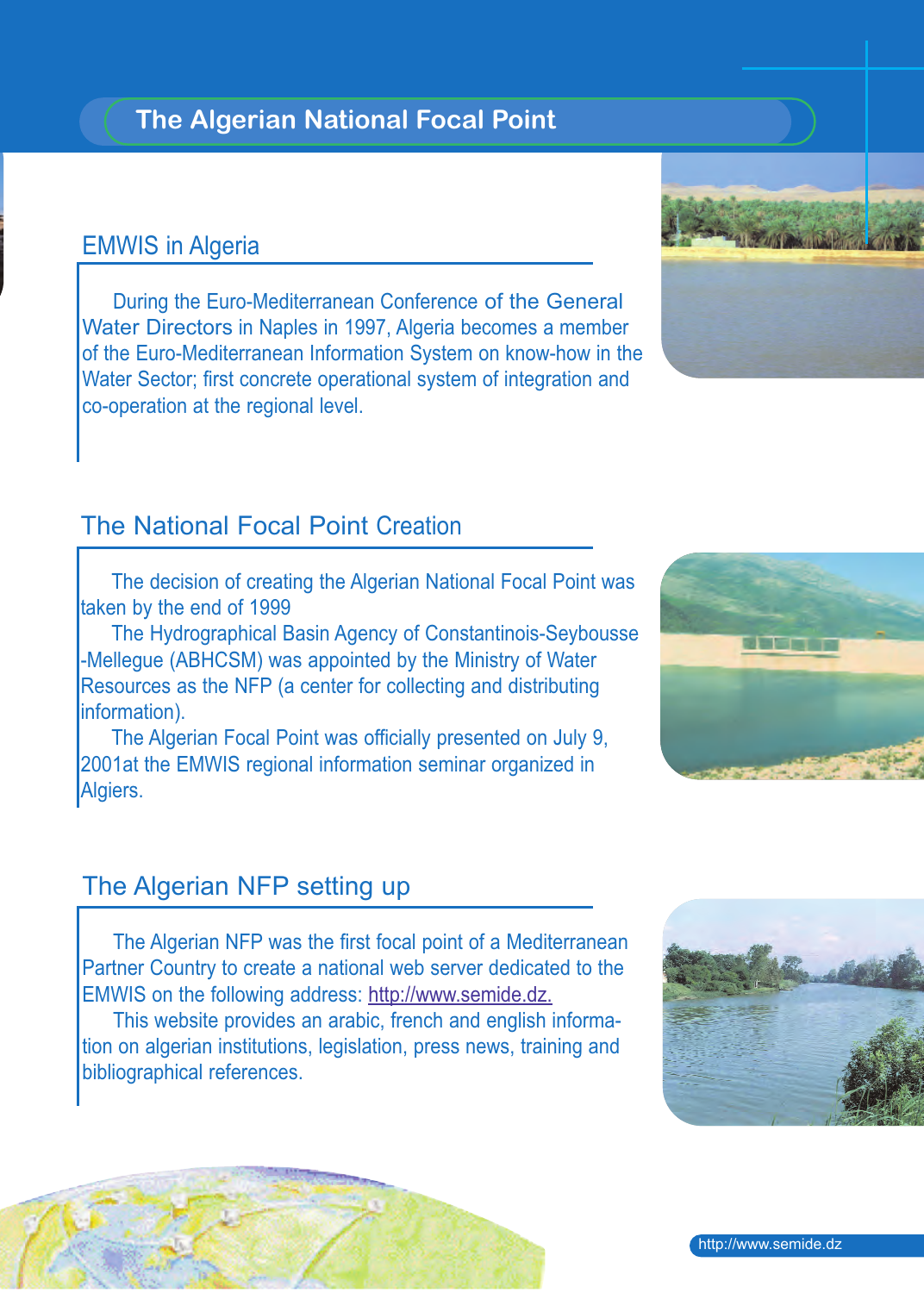# The Algerian National Focal Point

## EMWIS in Algeria

During the Euro-Mediterranean Conference of the General Water Directors in Naples in 1997, Algeria becomes a member of the Euro-Mediterranean Information System on know-how in the Water Sector; first concrete operational system of integration and co-operation at the regional level.

## The National Focal Point Creation

The decision of creating the Algerian National Focal Point was taken by the end of 1999

The Hydrographical Basin Agency of Constantinois-Seybousse -Mellegue (ABHCSM) was appointed by the Ministry of Water Resources as the NFP (a center for collecting and distributing information).

The Algerian Focal Point was officially presented on July 9, 2001at the EMWIS regional information seminar organized in Algiers.

## The Algerian NFP setting up

The Algerian NFP was the first focal point of a Mediterranean Partner Country to create a national web server dedicated to the EMWIS on the following address: http://www.semide.dz.

This website provides an arabic, french and english information on algerian institutions, legislation, press news, training and bibliographical references.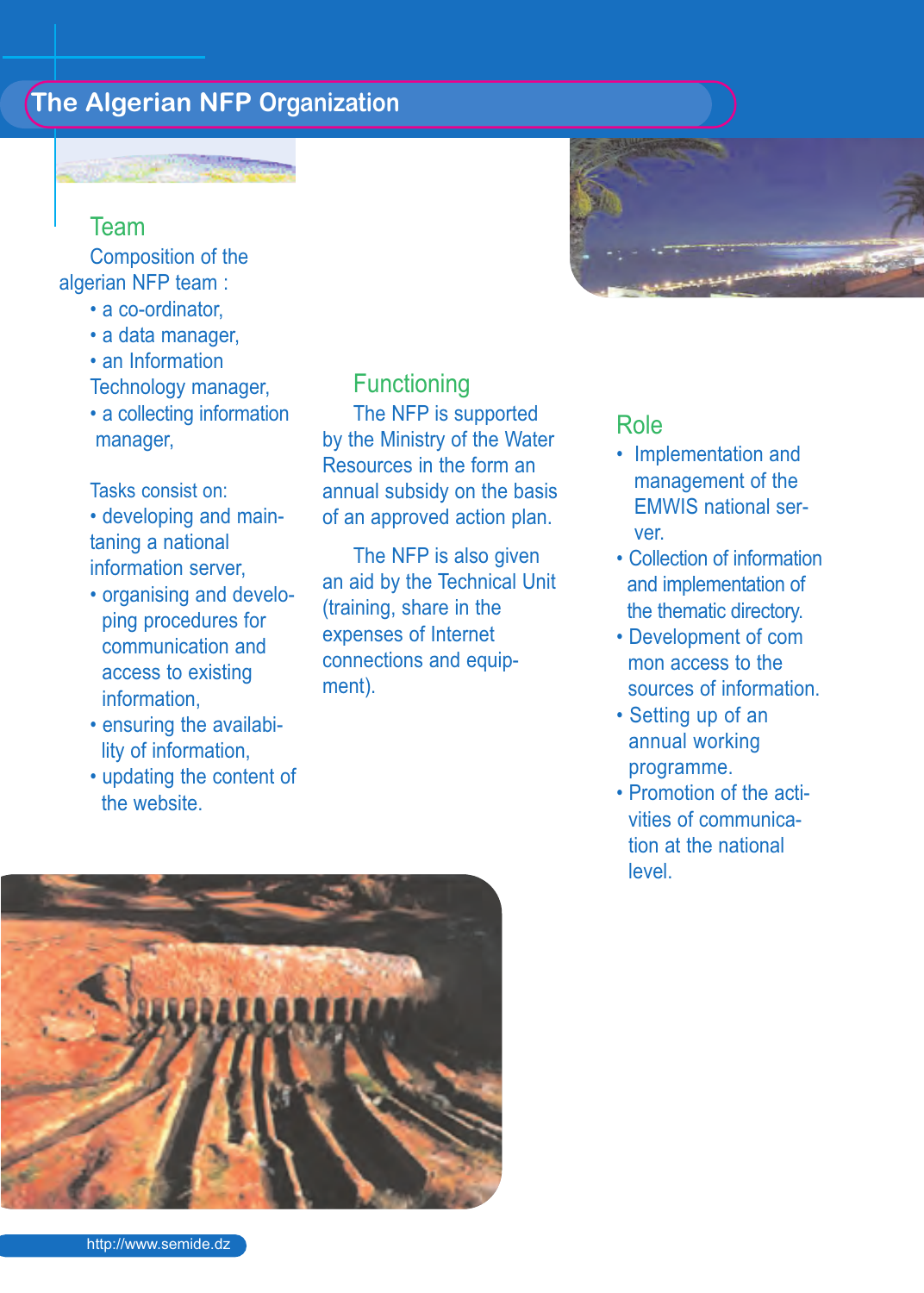# The Algerian NFP Organization

## Team

Composition of the algerian NFP team :

- a co-ordinator,
- a data manager,
- an Information Technology manager,
- a collecting information manager,

Tasks consist on:

- developing and maintaning a national information server,
- organising and developing procedures for communication and access to existing information,
- ensuring the availability of information,
- updating the content of the website.

## Functioning

The NFP is supported by the Ministry of the Water Resources in the form an annual subsidy on the basis of an approved action plan.

The NFP is also given an aid by the Technical Unit (training, share in the expenses of Internet connections and equipment).

## Role

- Implementation and management of the EMWIS national server.
- Collection of information and implementation of the thematic directory.
- Development of com mon access to the sources of information.
- Setting up of an annual working programme.
- Promotion of the activities of communication at the national level.

http://www.semide.dz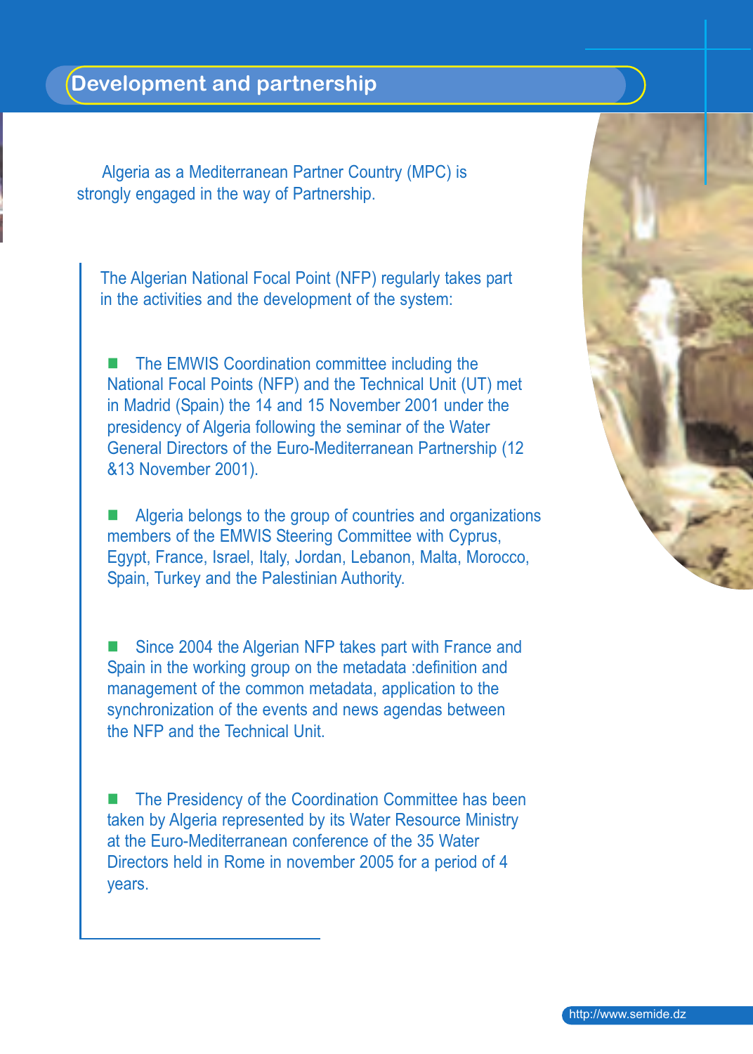# Development and partnership

Algeria as a Mediterranean Partner Country (MPC) is strongly engaged in the way of Partnership.

The Algerian National Focal Point (NFP) regularly takes part in the activities and the development of the system:

- The EMWIS Coordination committee including the National Focal Points (NFP) and the Technical Unit (UT) met in Madrid (Spain) the 14 and 15 November 2001 under the presidency of Algeria following the seminar of the Water General Directors of the Euro-Mediterranean Partnership (12 &13 November 2001).

- Algeria belongs to the group of countries and organizations members of the EMWIS Steering Committee with Cyprus, Egypt, France, Israel, Italy, Jordan, Lebanon, Malta, Morocco, Spain, Turkey and the Palestinian Authority.

- Since 2004 the Algerian NFP takes part with France and Spain in the working group on the metadata :definition and management of the common metadata, application to the synchronization of the events and news agendas between the NFP and the Technical Unit.

- The Presidency of the Coordination Committee has been taken by Algeria represented by its Water Resource Ministry at the Euro-Mediterranean conference of the 35 Water Directors held in Rome in november 2005 for a period of 4 years.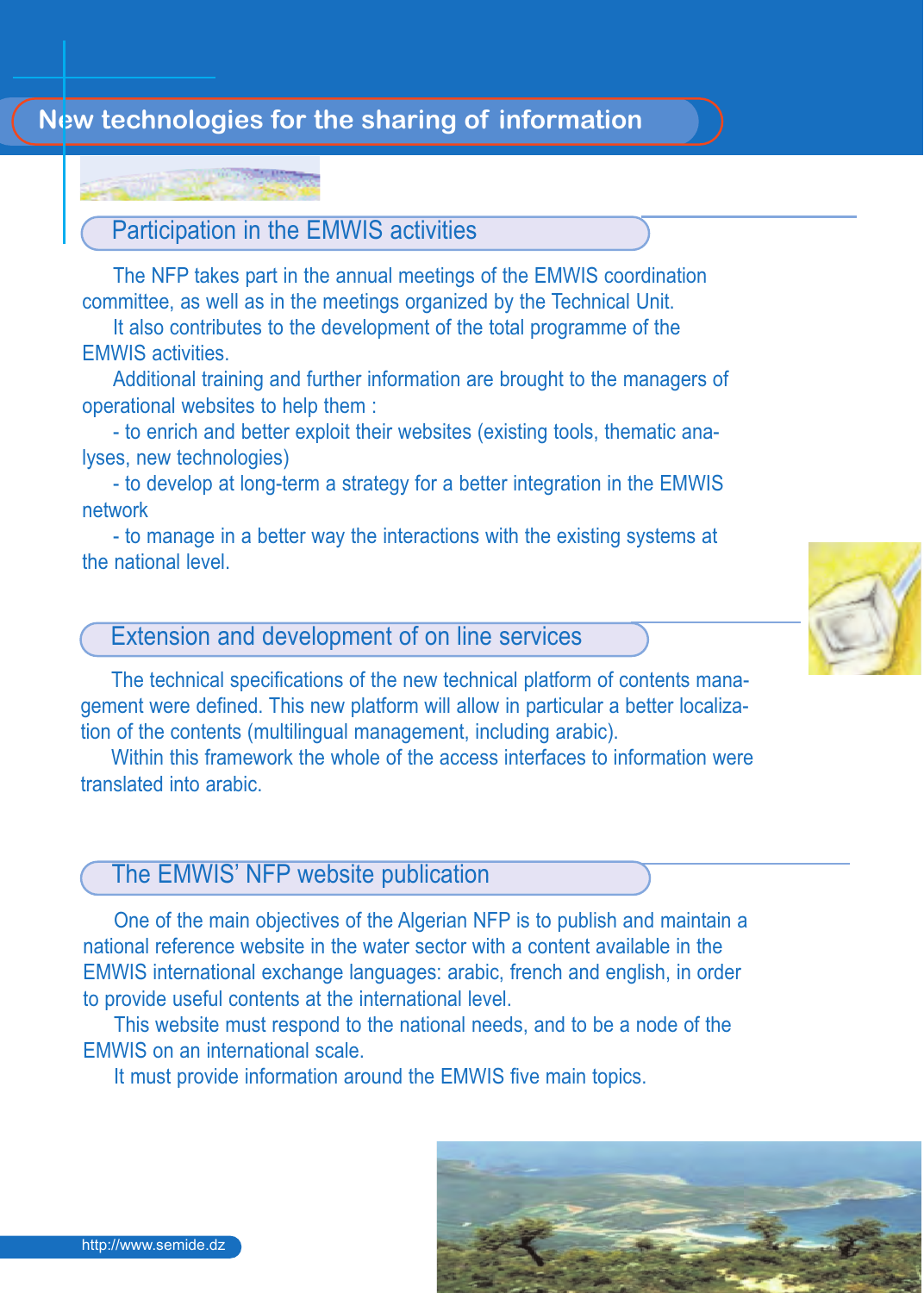# New technologies for the sharing of information

## Participation in the EMWIS activities

The NFP takes part in the annual meetings of the EMWIS coordination committee, as well as in the meetings organized by the Technical Unit.

It also contributes to the development of the total programme of the EMWIS activities.

Additional training and further information are brought to the managers of operational websites to help them :

- to enrich and better exploit their websites (existing tools, thematic analyses, new technologies)
- to develop at long-term a strategy for a better integration in the EMWIS network
- to manage in a better way the interactions with the existing systems at the national level.

## Extension and development of on line services

The technical specifications of the new technical platform of contents management were defined. This new platform will allow in particular a better localization of the contents (multilingual management, including arabic).

Within this framework the whole of the access interfaces to information were translated into arabic.

## The EMWIS' NFP website publication

One of the main objectives of the Algerian NFP is to publish and maintain a national reference website in the water sector with a content available in the EMWIS international exchange languages: arabic, french and english, in order to provide useful contents at the international level.

This website must respond to the national needs, and to be a node of the EMWIS on an international scale.

It must provide information around the EMWIS five main topics.

http://www.semide.dz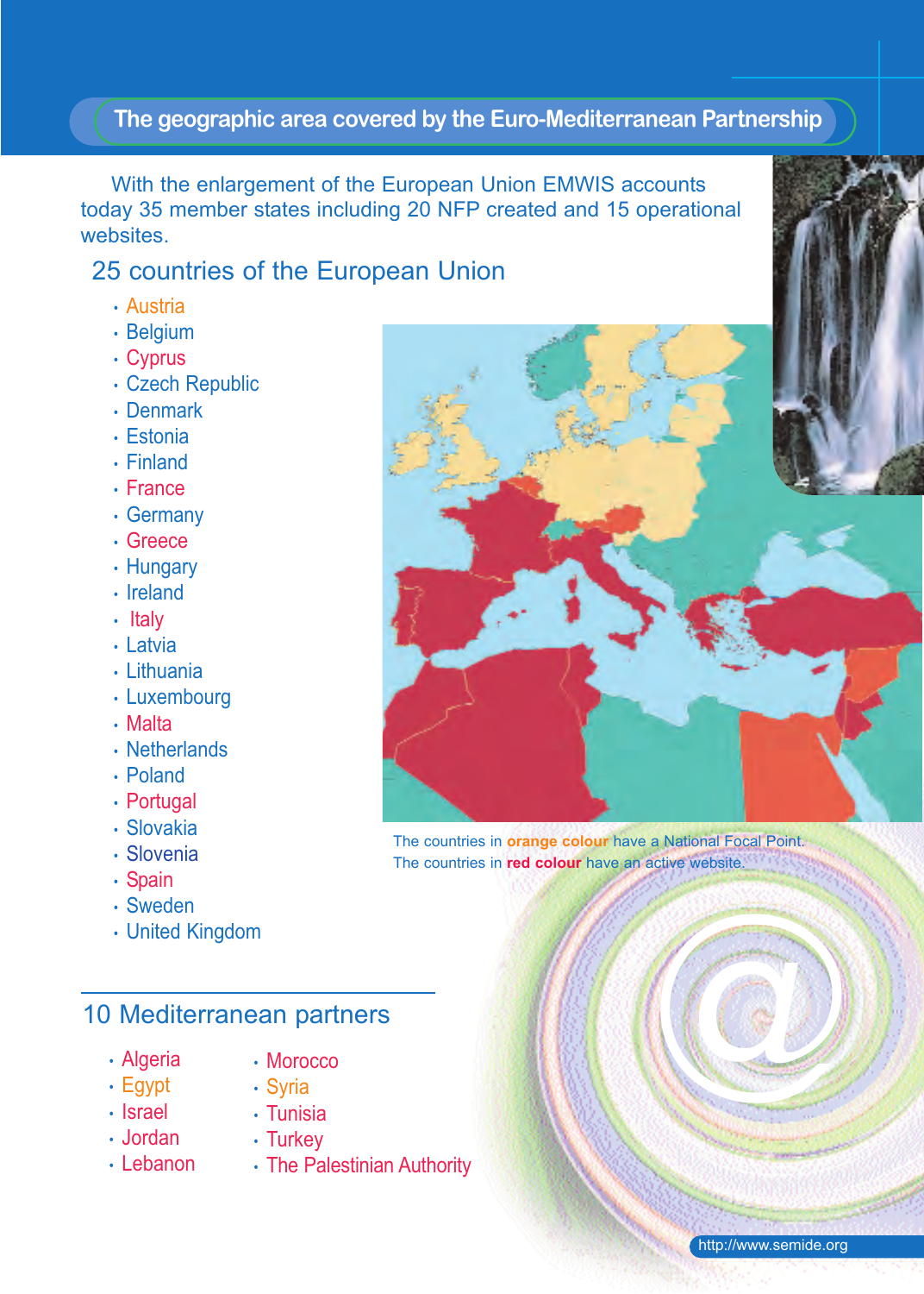## The geographic area covered by the Euro-Mediterranean Partnership

With the enlargement of the European Union EMWIS accounts today 35 member states including 20 NFP created and 15 operational websites.

### 25 countries of the European Union

- Austria
- Belgium
- Cyprus
- Czech Republic
- Denmark
- Estonia
- Finland
- France
- Germany
- Greece
- Hungary
- Ireland
- Italy
- Latvia
- Lithuania
- Luxembourg
- Malta
- Netherlands
- Poland
- Portugal
- Slovakia
- Slovenia
- Spain
- Sweden
- United Kingdom

The countries in **orange colour** have a National Focal Point.
The countries in **red colour** have an active website.

### 10 Mediterranean partners

- Algeria
- Egypt
- Israel
- Jordan
- Lebanon
- Morocco
- Syria
- Tunisia
- Turkey
- The Palestinian Authority

http://www.semide.org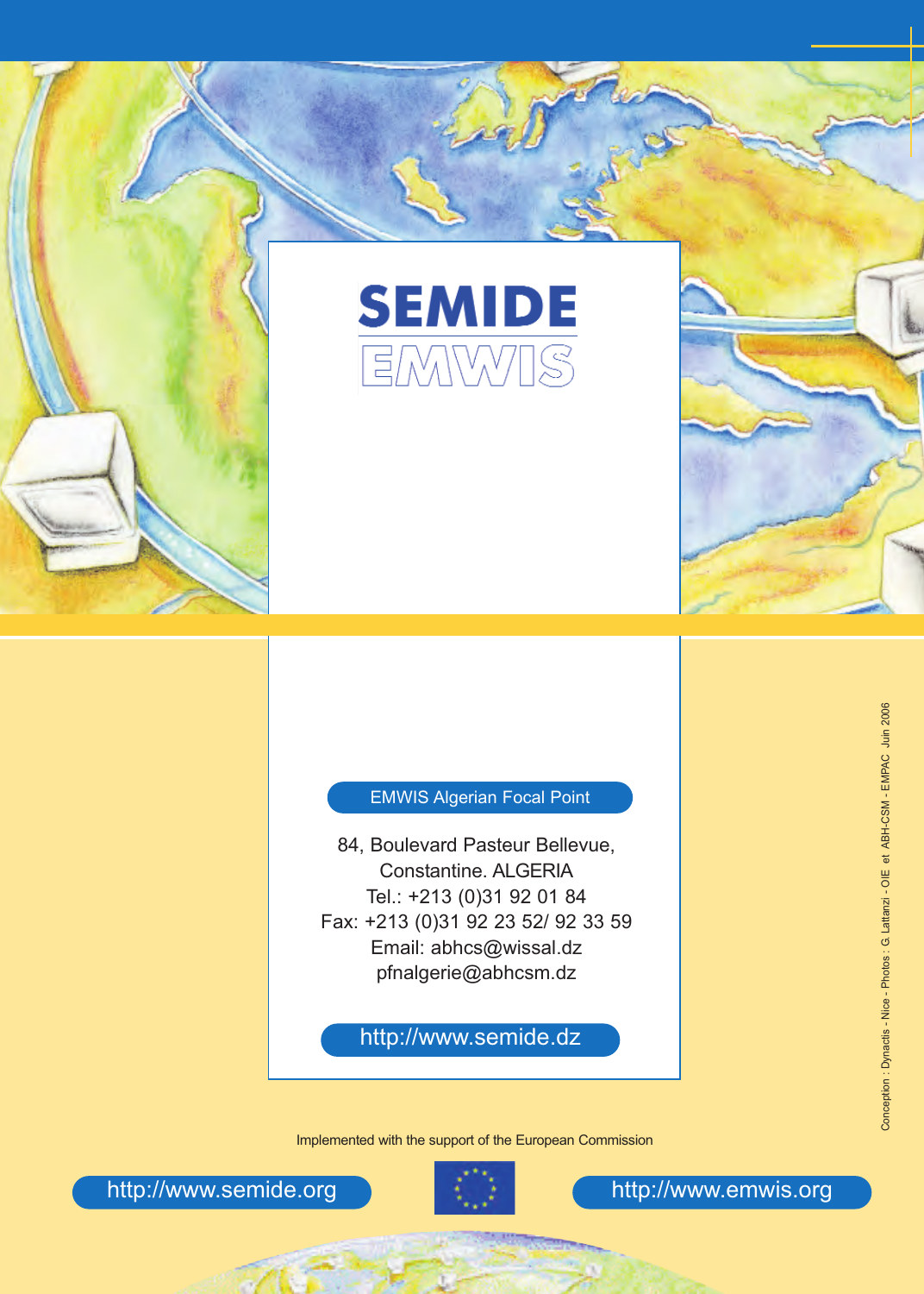# SEMIDE

# EMWIS

**EMWIS Algerian Focal Point**

84, Boulevard Pasteur Bellevue,
Constantine. ALGERIA
Tel.: +213 (0)31 92 01 84
Fax: +213 (0)31 92 23 52/ 92 33 59
Email: abhcs@wissal.dz
pfnalgerie@abhcsm.dz

http://www.semide.dz

Implemented with the support of the European Commission

http://www.semide.org

http://www.emwis.org

Conception : Dynactis - Nice - Photos : G. Lattanzi - OIE et ABH-CSM - EMPAC Juin 2006